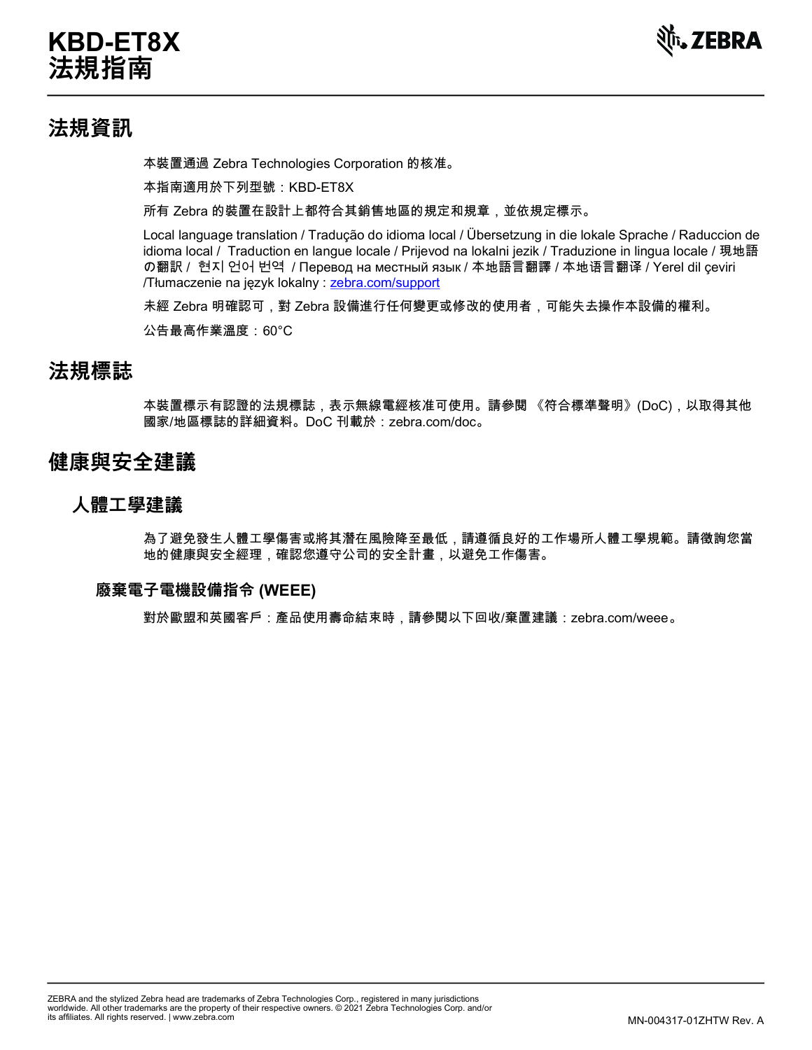# KBD-ET8X
# 法規指南

## 法規資訊

本裝置通過 Zebra Technologies Corporation 的核准。

本指南適用於下列型號：KBD-ET8X

所有 Zebra 的裝置在設計上都符合其銷售地區的規定和規章，並依規定標示。

Local language translation / Tradução do idioma local / Übersetzung in die lokale Sprache / Raduccion de idioma local / Traduction en langue locale / Prijevod na lokalni jezik / Traduzione in lingua locale / 現地語の翻訳 / 현지 언어 번역 / Перевод на местный язык / 本地語言翻譯 / 本地语言翻译 / Yerel dil çeviri /Tłumaczenie na język lokalny : zebra.com/support

未經 Zebra 明確認可，對 Zebra 設備進行任何變更或修改的使用者，可能失去操作本設備的權利。

公告最高作業溫度：60°C

## 法規標誌

本裝置標示有認證的法規標誌，表示無線電經核准可使用。請參閱 《符合標準聲明》(DoC)，以取得其他國家/地區標誌的詳細資料。DoC 刊載於：zebra.com/doc。

## 健康與安全建議

### 人體工學建議

為了避免發生人體工學傷害或將其潛在風險降至最低，請遵循良好的工作場所人體工學規範。請徵詢您當地的健康與安全經理，確認您遵守公司的安全計畫，以避免工作傷害。

#### 廢棄電子電機設備指令 (WEEE)

對於歐盟和英國客戶：產品使用壽命結束時，請參閱以下回收/棄置建議：zebra.com/weee。

ZEBRA and the stylized Zebra head are trademarks of Zebra Technologies Corp., registered in many jurisdictions worldwide. All other trademarks are the property of their respective owners. © 2021 Zebra Technologies Corp. and/or its affiliates. All rights reserved. | www.zebra.com

MN-004317-01ZHTW Rev. A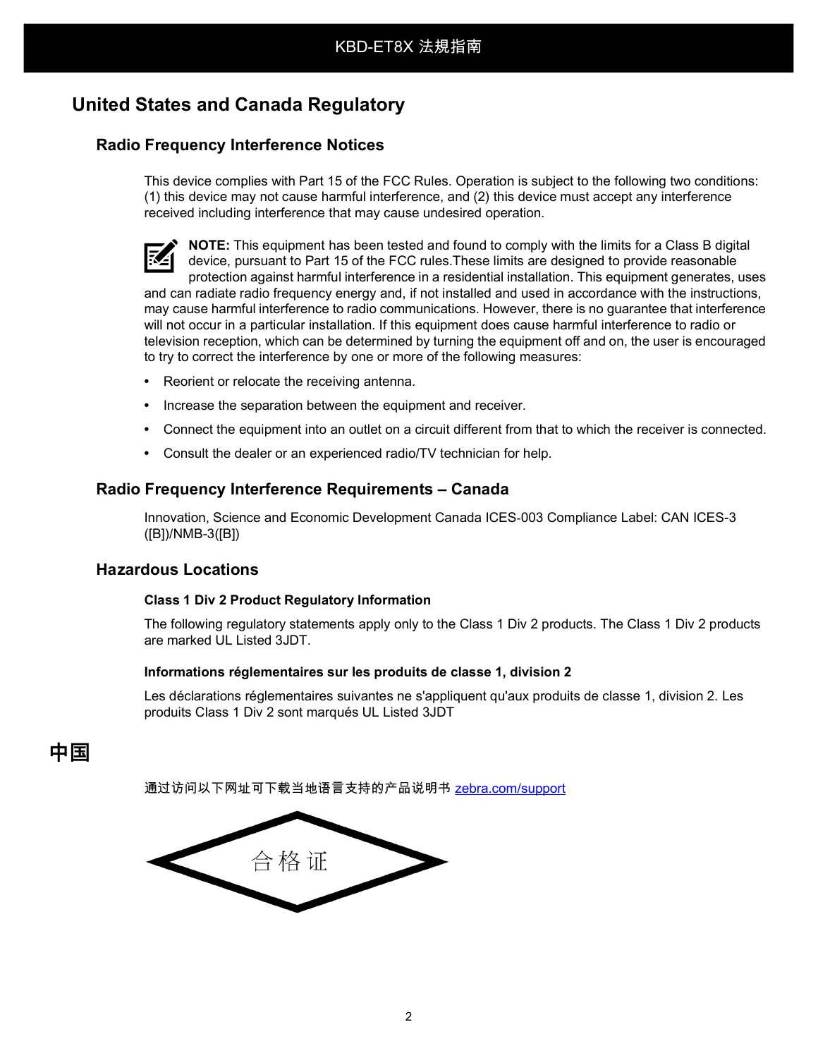# United States and Canada Regulatory

## Radio Frequency Interference Notices

This device complies with Part 15 of the FCC Rules. Operation is subject to the following two conditions: (1) this device may not cause harmful interference, and (2) this device must accept any interference received including interference that may cause undesired operation.

**NOTE:** This equipment has been tested and found to comply with the limits for a Class B digital device, pursuant to Part 15 of the FCC rules.These limits are designed to provide reasonable protection against harmful interference in a residential installation. This equipment generates, uses and can radiate radio frequency energy and, if not installed and used in accordance with the instructions, may cause harmful interference to radio communications. However, there is no guarantee that interference will not occur in a particular installation. If this equipment does cause harmful interference to radio or television reception, which can be determined by turning the equipment off and on, the user is encouraged to try to correct the interference by one or more of the following measures:

- Reorient or relocate the receiving antenna.
- Increase the separation between the equipment and receiver.
- Connect the equipment into an outlet on a circuit different from that to which the receiver is connected.
- Consult the dealer or an experienced radio/TV technician for help.

## Radio Frequency Interference Requirements – Canada

Innovation, Science and Economic Development Canada ICES-003 Compliance Label: CAN ICES-3 ([B])/NMB-3([B])

## Hazardous Locations

### Class 1 Div 2 Product Regulatory Information

The following regulatory statements apply only to the Class 1 Div 2 products. The Class 1 Div 2 products are marked UL Listed 3JDT.

#### Informations réglementaires sur les produits de classe 1, division 2

Les déclarations réglementaires suivantes ne s'appliquent qu'aux produits de classe 1, division 2. Les produits Class 1 Div 2 sont marqués UL Listed 3JDT

# 中国

通过访问以下网址可下载当地语言支持的产品说明书 zebra.com/support

合格证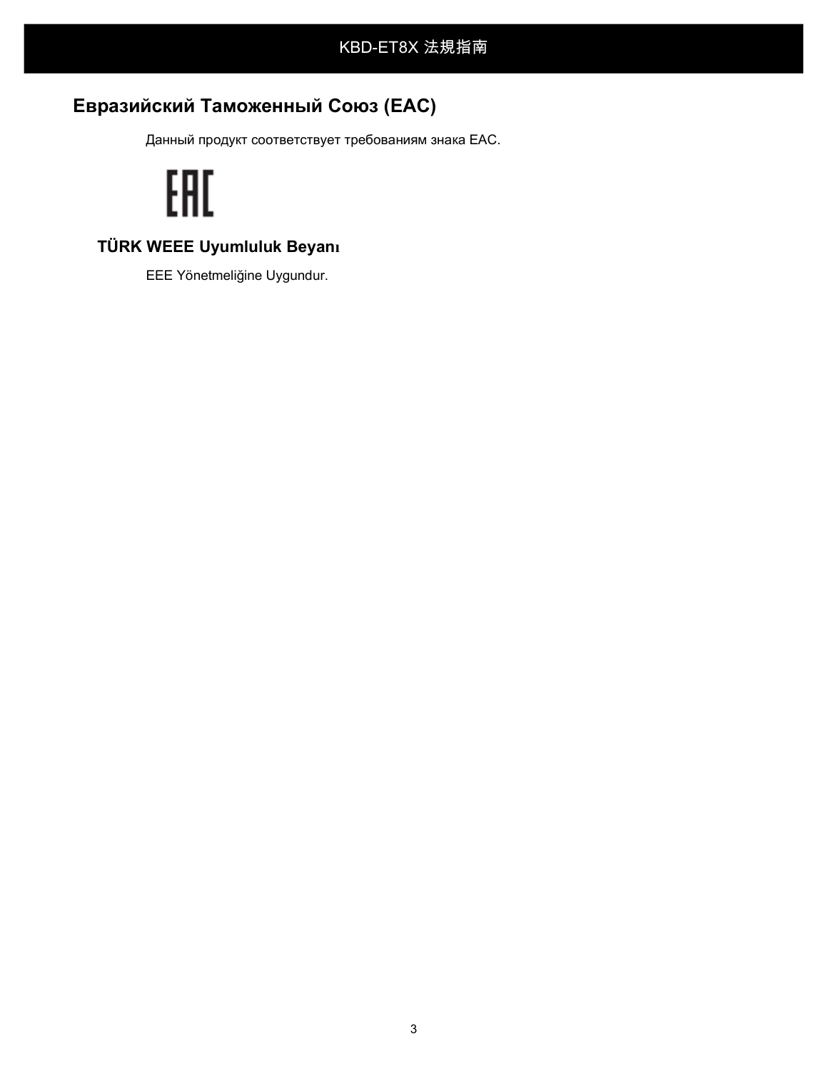## Евразийский Таможенный Союз (EAC)

Данный продукт соответствует требованиям знака EAC.

### TÜRK WEEE Uyumluluk Beyanı

EEE Yönetmeliğine Uygundur.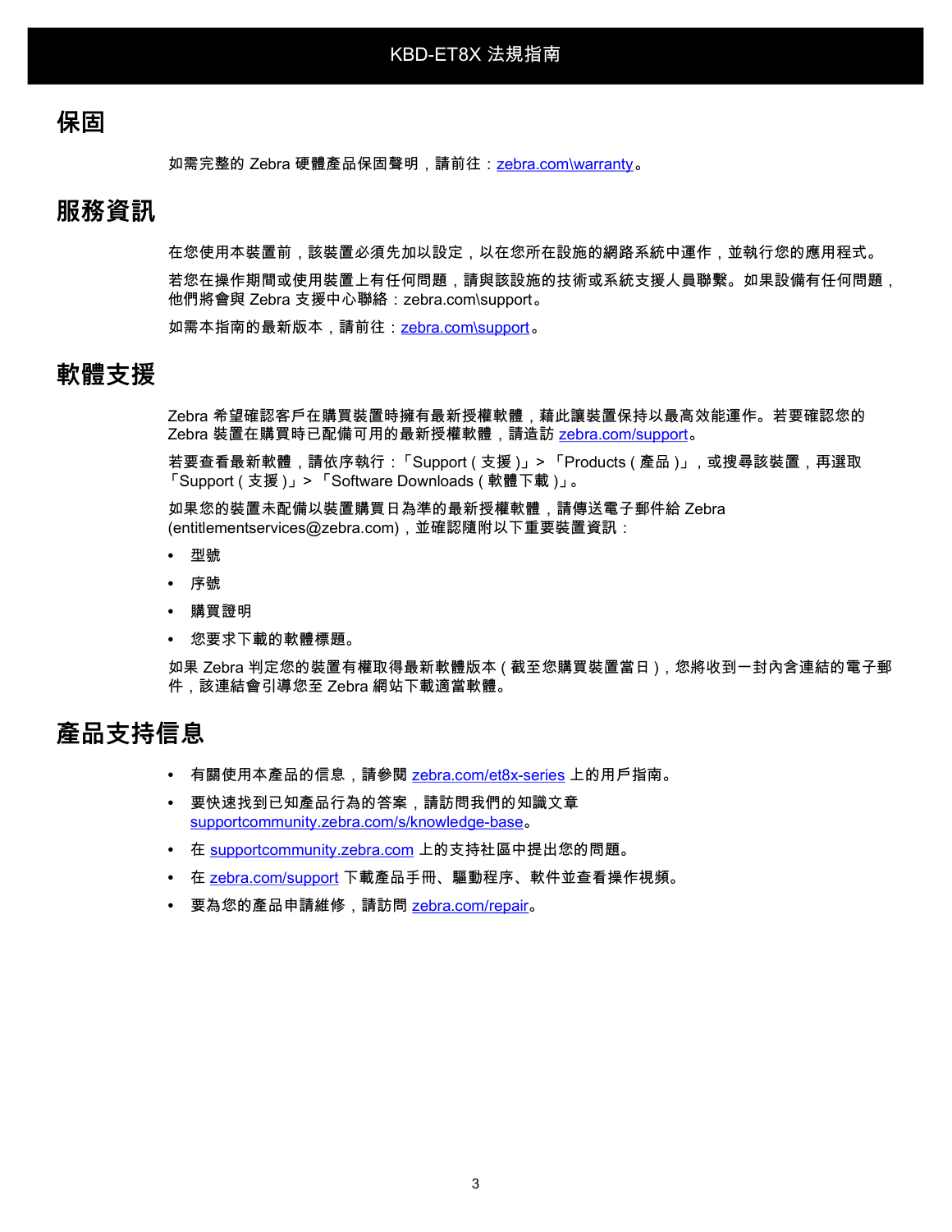# 保固

如需完整的 Zebra 硬體產品保固聲明，請前往：zebra.com\warranty。

# 服務資訊

在您使用本裝置前，該裝置必須先加以設定，以在您所在設施的網路系統中運作，並執行您的應用程式。

若您在操作期間或使用裝置上有任何問題，請與該設施的技術或系統支援人員聯繫。如果設備有任何問題，他們將會與 Zebra 支援中心聯絡：zebra.com\support。

如需本指南的最新版本，請前往：zebra.com\support。

# 軟體支援

Zebra 希望確認客戶在購買裝置時擁有最新授權軟體，藉此讓裝置保持以最高效能運作。若要確認您的 Zebra 裝置在購買時已配備可用的最新授權軟體，請造訪 zebra.com/support。

若要查看最新軟體，請依序執行：「Support ( 支援 )」> 「Products ( 產品 )」，或搜尋該裝置，再選取「Support ( 支援 )」> 「Software Downloads ( 軟體下載 )」。

如果您的裝置未配備以裝置購買日為準的最新授權軟體，請傳送電子郵件給 Zebra (entitlementservices@zebra.com)，並確認隨附以下重要裝置資訊：

- 型號
- 序號
- 購買證明
- 您要求下載的軟體標題。

如果 Zebra 判定您的裝置有權取得最新軟體版本 ( 截至您購買裝置當日 )，您將收到一封內含連結的電子郵件，該連結會引導您至 Zebra 網站下載適當軟體。

# 產品支持信息

- 有關使用本產品的信息，請參閱 zebra.com/et8x-series 上的用戶指南。
- 要快速找到已知產品行為的答案，請訪問我們的知識文章 supportcommunity.zebra.com/s/knowledge-base。
- 在 supportcommunity.zebra.com 上的支持社區中提出您的問題。
- 在 zebra.com/support 下載產品手冊、驅動程序、軟件並查看操作視頻。
- 要為您的產品申請維修，請訪問 zebra.com/repair。